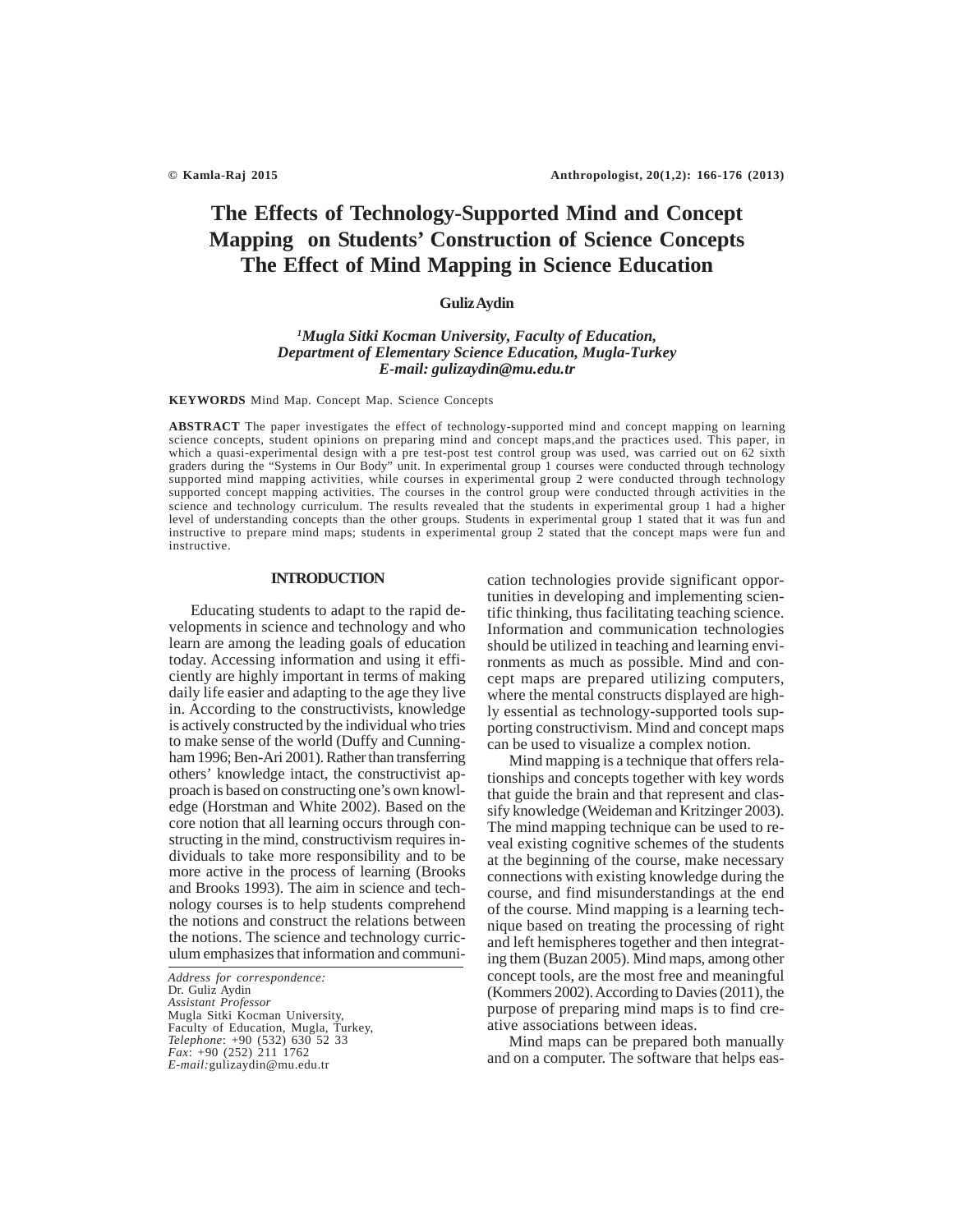# The Effects of Technology-Supported Mind and Concept Mapping on Students' Construction of Science Concepts The Effect of Mind Mapping in Science Education

**Guliz Aydin**

*[1]Mugla Sitki Kocman University, Faculty of Education, Department of Elementary Science Education, Mugla-Turkey*
*E-mail: gulizaydin@mu.edu.tr*

**KEYWORDS** Mind Map. Concept Map. Science Concepts

**ABSTRACT** The paper investigates the effect of technology-supported mind and concept mapping on learning science concepts, student opinions on preparing mind and concept maps,and the practices used. This paper, in which a quasi-experimental design with a pre test-post test control group was used, was carried out on 62 sixth graders during the "Systems in Our Body" unit. In experimental group 1 courses were conducted through technology supported mind mapping activities, while courses in experimental group 2 were conducted through technology supported concept mapping activities. The courses in the control group were conducted through activities in the science and technology curriculum. The results revealed that the students in experimental group 1 had a higher level of understanding concepts than the other groups. Students in experimental group 1 stated that it was fun and instructive to prepare mind maps; students in experimental group 2 stated that the concept maps were fun and instructive.

## INTRODUCTION

Educating students to adapt to the rapid developments in science and technology and who learn are among the leading goals of education today. Accessing information and using it efficiently are highly important in terms of making daily life easier and adapting to the age they live in. According to the constructivists, knowledge is actively constructed by the individual who tries to make sense of the world (Duffy and Cunningham 1996; Ben-Ari 2001). Rather than transferring others' knowledge intact, the constructivist approach is based on constructing one's own knowledge (Horstman and White 2002). Based on the core notion that all learning occurs through constructing in the mind, constructivism requires individuals to take more responsibility and to be more active in the process of learning (Brooks and Brooks 1993). The aim in science and technology courses is to help students comprehend the notions and construct the relations between the notions. The science and technology curriculum emphasizes that information and communication technologies provide significant opportunities in developing and implementing scientific thinking, thus facilitating teaching science. Information and communication technologies should be utilized in teaching and learning environments as much as possible. Mind and concept maps are prepared utilizing computers, where the mental constructs displayed are highly essential as technology-supported tools supporting constructivism. Mind and concept maps can be used to visualize a complex notion.

Mind mapping is a technique that offers relationships and concepts together with key words that guide the brain and that represent and classify knowledge (Weideman and Kritzinger 2003). The mind mapping technique can be used to reveal existing cognitive schemes of the students at the beginning of the course, make necessary connections with existing knowledge during the course, and find misunderstandings at the end of the course. Mind mapping is a learning technique based on treating the processing of right and left hemispheres together and then integrating them (Buzan 2005). Mind maps, among other concept tools, are the most free and meaningful (Kommers 2002). According to Davies (2011), the purpose of preparing mind maps is to find creative associations between ideas.

Mind maps can be prepared both manually and on a computer. The software that helps eas-

*Address for correspondence:*
Dr. Guliz Aydin
*Assistant Professor*
Mugla Sitki Kocman University,
Faculty of Education, Mugla, Turkey,
*Telephone*: +90 (532) 630 52 33
*Fax*: +90 (252) 211 1762
*E-mail:*gulizaydin@mu.edu.tr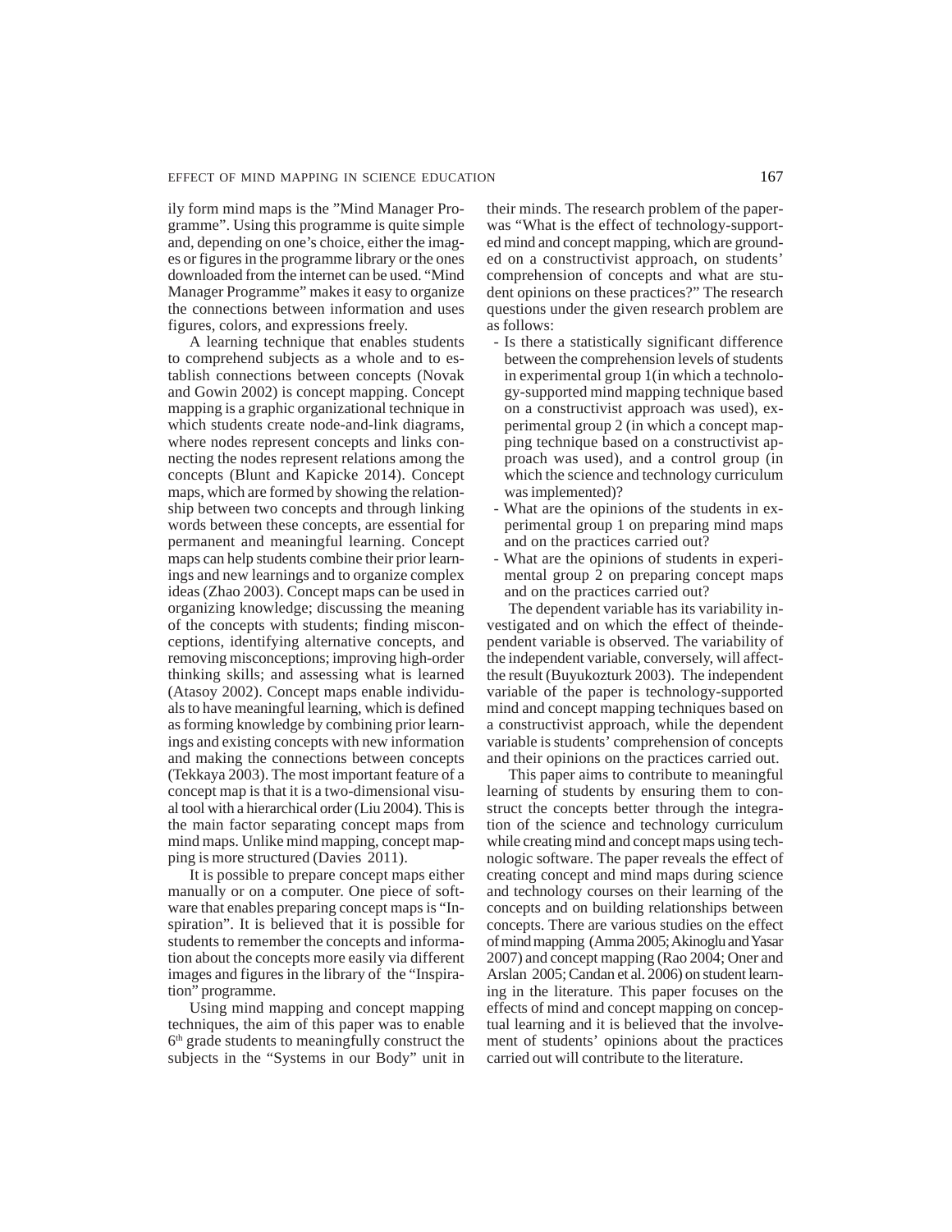ily form mind maps is the "Mind Manager Programme". Using this programme is quite simple and, depending on one's choice, either the images or figures in the programme library or the ones downloaded from the internet can be used. "Mind Manager Programme" makes it easy to organize the connections between information and uses figures, colors, and expressions freely.

A learning technique that enables students to comprehend subjects as a whole and to establish connections between concepts (Novak and Gowin 2002) is concept mapping. Concept mapping is a graphic organizational technique in which students create node-and-link diagrams, where nodes represent concepts and links connecting the nodes represent relations among the concepts (Blunt and Kapicke 2014). Concept maps, which are formed by showing the relationship between two concepts and through linking words between these concepts, are essential for permanent and meaningful learning. Concept maps can help students combine their prior learnings and new learnings and to organize complex ideas (Zhao 2003). Concept maps can be used in organizing knowledge; discussing the meaning of the concepts with students; finding misconceptions, identifying alternative concepts, and removing misconceptions; improving high-order thinking skills; and assessing what is learned (Atasoy 2002). Concept maps enable individuals to have meaningful learning, which is defined as forming knowledge by combining prior learnings and existing concepts with new information and making the connections between concepts (Tekkaya 2003). The most important feature of a concept map is that it is a two-dimensional visual tool with a hierarchical order (Liu 2004). This is the main factor separating concept maps from mind maps. Unlike mind mapping, concept mapping is more structured (Davies 2011).

It is possible to prepare concept maps either manually or on a computer. One piece of software that enables preparing concept maps is "Inspiration". It is believed that it is possible for students to remember the concepts and information about the concepts more easily via different images and figures in the library of the "Inspiration" programme.

Using mind mapping and concept mapping techniques, the aim of this paper was to enable 6th grade students to meaningfully construct the subjects in the "Systems in our Body" unit in their minds. The research problem of the paper was "What is the effect of technology-supported mind and concept mapping, which are grounded on a constructivist approach, on students' comprehension of concepts and what are student opinions on these practices?" The research questions under the given research problem are as follows:

- Is there a statistically significant difference between the comprehension levels of students in experimental group 1(in which a technology-supported mind mapping technique based on a constructivist approach was used), experimental group 2 (in which a concept mapping technique based on a constructivist approach was used), and a control group (in which the science and technology curriculum was implemented)?
- What are the opinions of the students in experimental group 1 on preparing mind maps and on the practices carried out?
- What are the opinions of students in experimental group 2 on preparing concept maps and on the practices carried out?

The dependent variable has its variability investigated and on which the effect of theindependent variable is observed. The variability of the independent variable, conversely, will affectthe result (Buyukozturk 2003). The independent variable of the paper is technology-supported mind and concept mapping techniques based on a constructivist approach, while the dependent variable is students' comprehension of concepts and their opinions on the practices carried out.

This paper aims to contribute to meaningful learning of students by ensuring them to construct the concepts better through the integration of the science and technology curriculum while creating mind and concept maps using technologic software. The paper reveals the effect of creating concept and mind maps during science and technology courses on their learning of the concepts and on building relationships between concepts. There are various studies on the effect of mind mapping (Amma 2005; Akinoglu and Yasar 2007) and concept mapping (Rao 2004; Oner and Arslan 2005; Candan et al. 2006) on student learning in the literature. This paper focuses on the effects of mind and concept mapping on conceptual learning and it is believed that the involvement of students' opinions about the practices carried out will contribute to the literature.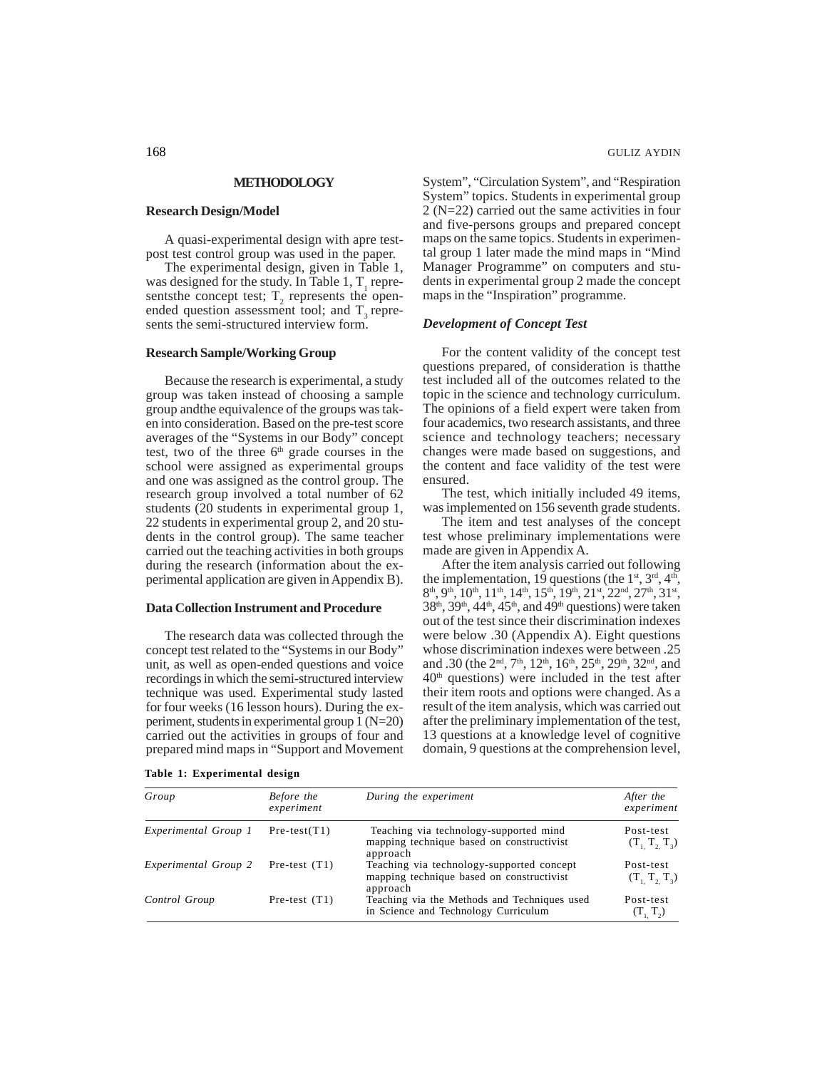## METHODOLOGY

### Research Design/Model

A quasi-experimental design with apre test-post test control group was used in the paper.

The experimental design, given in Table 1, was designed for the study. In Table 1, $T_1$ representsthe concept test; $T_2$ represents the open-ended question assessment tool; and $T_3$ represents the semi-structured interview form.

### Research Sample/Working Group

Because the research is experimental, a study group was taken instead of choosing a sample group andthe equivalence of the groups was taken into consideration. Based on the pre-test score averages of the "Systems in our Body" concept test, two of the three 6th grade courses in the school were assigned as experimental groups and one was assigned as the control group. The research group involved a total number of 62 students (20 students in experimental group 1, 22 students in experimental group 2, and 20 students in the control group). The same teacher carried out the teaching activities in both groups during the research (information about the experimental application are given in Appendix B).

### Data Collection Instrument and Procedure

The research data was collected through the concept test related to the "Systems in our Body" unit, as well as open-ended questions and voice recordings in which the semi-structured interview technique was used. Experimental study lasted for four weeks (16 lesson hours). During the experiment, students in experimental group 1 (N=20) carried out the activities in groups of four and prepared mind maps in "Support and Movement System", "Circulation System", and "Respiration System" topics. Students in experimental group 2 (N=22) carried out the same activities in four and five-persons groups and prepared concept maps on the same topics. Students in experimental group 1 later made the mind maps in "Mind Manager Programme" on computers and students in experimental group 2 made the concept maps in the "Inspiration" programme.

### *Development of Concept Test*

For the content validity of the concept test questions prepared, of consideration is thatthe test included all of the outcomes related to the topic in the science and technology curriculum. The opinions of a field expert were taken from four academics, two research assistants, and three science and technology teachers; necessary changes were made based on suggestions, and the content and face validity of the test were ensured.

The test, which initially included 49 items, was implemented on 156 seventh grade students.

The item and test analyses of the concept test whose preliminary implementations were made are given in Appendix A.

After the item analysis carried out following the implementation, 19 questions (the 1st, 3rd, 4th, 8th, 9th, 10th, 11th, 14th, 15th, 19th, 21st, 22nd, 27th, 31st, 38th, 39th, 44th, 45th, and 49th questions) were taken out of the test since their discrimination indexes were below .30 (Appendix A). Eight questions whose discrimination indexes were between .25 and .30 (the 2nd, 7th, 12th, 16th, 25th, 29th, 32nd, and 40th questions) were included in the test after their item roots and options were changed. As a result of the item analysis, which was carried out after the preliminary implementation of the test, 13 questions at a knowledge level of cognitive domain, 9 questions at the comprehension level,

**Table 1: Experimental design**

| *Group* | *Before the experiment* | *During the experiment* | *After the experiment* |
|---|---|---|---|
| *Experimental Group 1* | Pre-test($T_1$) | Teaching via technology-supported mind mapping technique based on constructivist approach | Post-test ($T_1$, $T_2$, $T_3$) |
| *Experimental Group 2* | Pre-test ($T_1$) | Teaching via technology-supported concept mapping technique based on constructivist approach | Post-test ($T_1$, $T_2$, $T_3$) |
| *Control Group* | Pre-test ($T_1$) | Teaching via the Methods and Techniques used in Science and Technology Curriculum | Post-test ($T_1$, $T_2$) |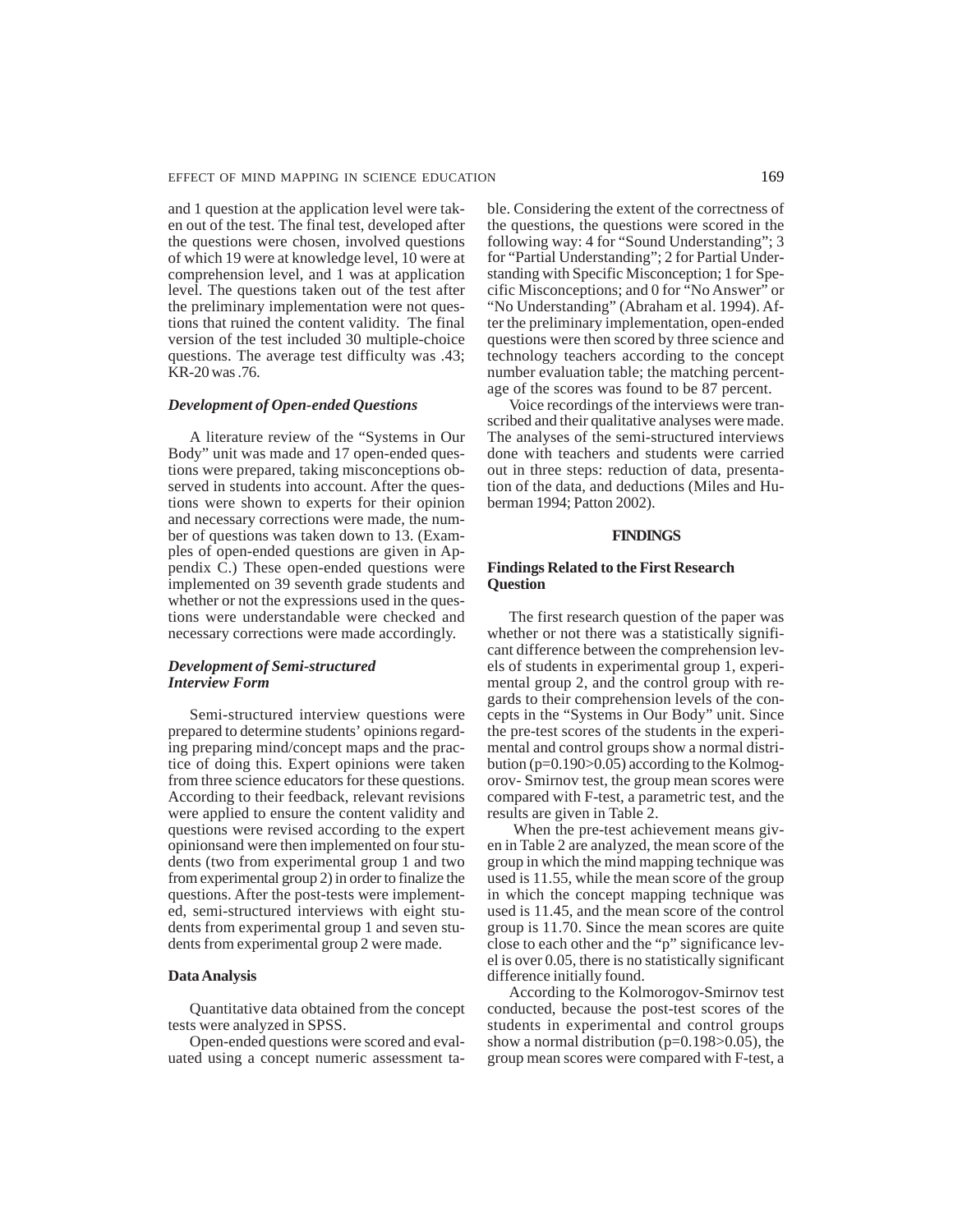and 1 question at the application level were taken out of the test. The final test, developed after the questions were chosen, involved questions of which 19 were at knowledge level, 10 were at comprehension level, and 1 was at application level. The questions taken out of the test after the preliminary implementation were not questions that ruined the content validity. The final version of the test included 30 multiple-choice questions. The average test difficulty was .43; KR-20 was .76.

### *Development of Open-ended Questions*

A literature review of the "Systems in Our Body" unit was made and 17 open-ended questions were prepared, taking misconceptions observed in students into account. After the questions were shown to experts for their opinion and necessary corrections were made, the number of questions was taken down to 13. (Examples of open-ended questions are given in Appendix C.) These open-ended questions were implemented on 39 seventh grade students and whether or not the expressions used in the questions were understandable were checked and necessary corrections were made accordingly.

### *Development of Semi-structured Interview Form*

Semi-structured interview questions were prepared to determine students' opinions regarding preparing mind/concept maps and the practice of doing this. Expert opinions were taken from three science educators for these questions. According to their feedback, relevant revisions were applied to ensure the content validity and questions were revised according to the expert opinionsand were then implemented on four students (two from experimental group 1 and two from experimental group 2) in order to finalize the questions. After the post-tests were implemented, semi-structured interviews with eight students from experimental group 1 and seven students from experimental group 2 were made.

### **Data Analysis**

Quantitative data obtained from the concept tests were analyzed in SPSS.

Open-ended questions were scored and evaluated using a concept numeric assessment table. Considering the extent of the correctness of the questions, the questions were scored in the following way: 4 for "Sound Understanding"; 3 for "Partial Understanding"; 2 for Partial Understanding with Specific Misconception; 1 for Specific Misconceptions; and 0 for "No Answer" or "No Understanding" (Abraham et al. 1994). After the preliminary implementation, open-ended questions were then scored by three science and technology teachers according to the concept number evaluation table; the matching percentage of the scores was found to be 87 percent.

Voice recordings of the interviews were transcribed and their qualitative analyses were made. The analyses of the semi-structured interviews done with teachers and students were carried out in three steps: reduction of data, presentation of the data, and deductions (Miles and Huberman 1994; Patton 2002).

## **FINDINGS**

### **Findings Related to the First Research Question**

The first research question of the paper was whether or not there was a statistically significant difference between the comprehension levels of students in experimental group 1, experimental group 2, and the control group with regards to their comprehension levels of the concepts in the "Systems in Our Body" unit. Since the pre-test scores of the students in the experimental and control groups show a normal distribution ($p=0.190>0.05$) according to the Kolmogorov- Smirnov test, the group mean scores were compared with F-test, a parametric test, and the results are given in Table 2.

When the pre-test achievement means given in Table 2 are analyzed, the mean score of the group in which the mind mapping technique was used is 11.55, while the mean score of the group in which the concept mapping technique was used is 11.45, and the mean score of the control group is 11.70. Since the mean scores are quite close to each other and the "p" significance level is over 0.05, there is no statistically significant difference initially found.

According to the Kolmorogov-Smirnov test conducted, because the post-test scores of the students in experimental and control groups show a normal distribution ($p=0.198>0.05$), the group mean scores were compared with F-test, a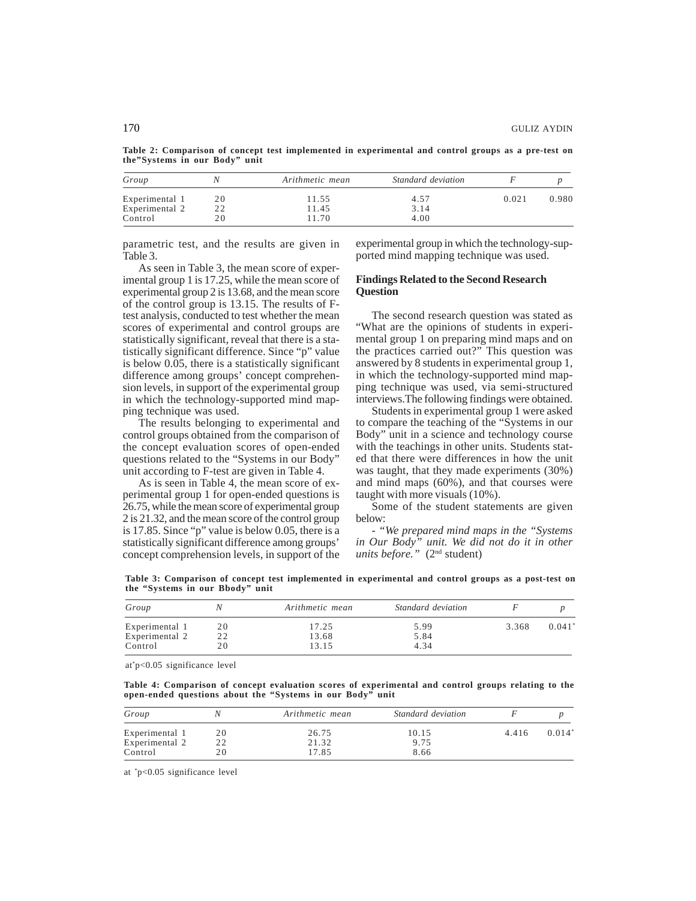**Table 2: Comparison of concept test implemented in experimental and control groups as a pre-test on the"Systems in our Body" unit**

| *Group* | *N* | *Arithmetic mean* | *Standard deviation* | *F* | *p* |
|---|---|---|---|---|---|
| Experimental 1 | 20 | 11.55 | 4.57 | 0.021 | 0.980 |
| Experimental 2 | 22 | 11.45 | 3.14 | | |
| Control | 20 | 11.70 | 4.00 | | |

parametric test, and the results are given in Table 3.

As seen in Table 3, the mean score of experimental group 1 is 17.25, while the mean score of experimental group 2 is 13.68, and the mean score of the control group is 13.15. The results of F-test analysis, conducted to test whether the mean scores of experimental and control groups are statistically significant, reveal that there is a statistically significant difference. Since "p" value is below 0.05, there is a statistically significant difference among groups' concept comprehension levels, in support of the experimental group in which the technology-supported mind mapping technique was used.

The results belonging to experimental and control groups obtained from the comparison of the concept evaluation scores of open-ended questions related to the "Systems in our Body" unit according to F-test are given in Table 4.

As is seen in Table 4, the mean score of experimental group 1 for open-ended questions is 26.75, while the mean score of experimental group 2 is 21.32, and the mean score of the control group is 17.85. Since "p" value is below 0.05, there is a statistically significant difference among groups' concept comprehension levels, in support of the experimental group in which the technology-supported mind mapping technique was used.

### Findings Related to the Second Research Question

The second research question was stated as "What are the opinions of students in experimental group 1 on preparing mind maps and on the practices carried out?" This question was answered by 8 students in experimental group 1, in which the technology-supported mind mapping technique was used, via semi-structured interviews.The following findings were obtained.

Students in experimental group 1 were asked to compare the teaching of the "Systems in our Body" unit in a science and technology course with the teachings in other units. Students stated that there were differences in how the unit was taught, that they made experiments (30%) and mind maps (60%), and that courses were taught with more visuals (10%).

Some of the student statements are given below:

- *"We prepared mind maps in the "Systems in Our Body" unit. We did not do it in other units before."* (2nd student)

**Table 3: Comparison of concept test implemented in experimental and control groups as a post-test on the "Systems in our Bbody" unit**

| *Group* | *N* | *Arithmetic mean* | *Standard deviation* | *F* | *p* |
|---|---|---|---|---|---|
| Experimental 1 | 20 | 17.25 | 5.99 | 3.368 | 0.041* |
| Experimental 2 | 22 | 13.68 | 5.84 | | |
| Control | 20 | 13.15 | 4.34 | | |

at*p<0.05 significance level

**Table 4: Comparison of concept evaluation scores of experimental and control groups relating to the open-ended questions about the "Systems in our Body" unit**

| *Group* | *N* | *Arithmetic mean* | *Standard deviation* | *F* | *p* |
|---|---|---|---|---|---|
| Experimental 1 | 20 | 26.75 | 10.15 | 4.416 | 0.014* |
| Experimental 2 | 22 | 21.32 | 9.75 | | |
| Control | 20 | 17.85 | 8.66 | | |

at *p<0.05 significance level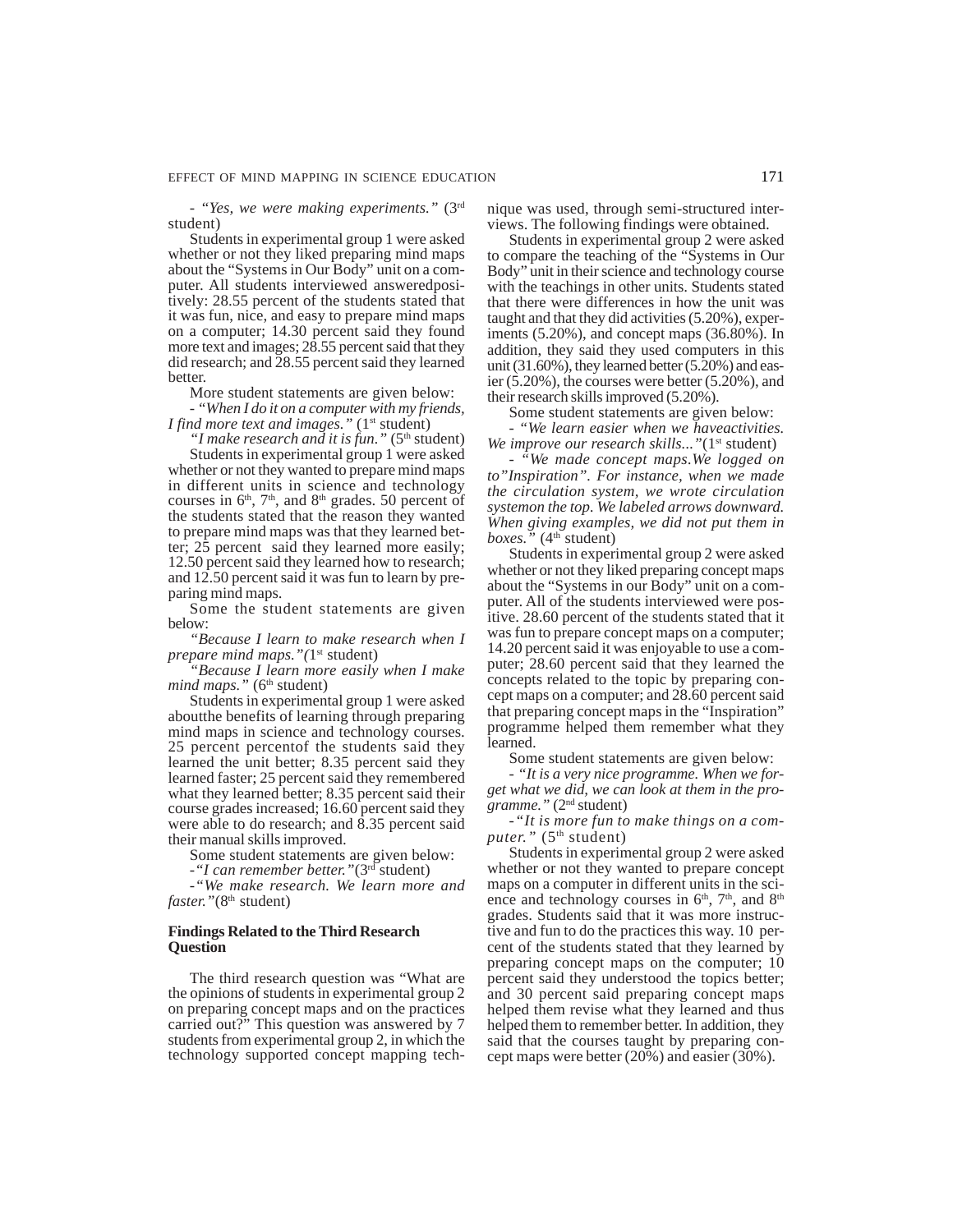- *"Yes, we were making experiments."* (3rd student)

Students in experimental group 1 were asked whether or not they liked preparing mind maps about the "Systems in Our Body" unit on a computer. All students interviewed answeredpositively: 28.55 percent of the students stated that it was fun, nice, and easy to prepare mind maps on a computer; 14.30 percent said they found more text and images; 28.55 percent said that they did research; and 28.55 percent said they learned better.

More student statements are given below:

- *"When I do it on a computer with my friends, I find more text and images."* (1st student)

*"I make research and it is fun."* (5th student)

Students in experimental group 1 were asked whether or not they wanted to prepare mind maps in different units in science and technology courses in 6th, 7th, and 8th grades. 50 percent of the students stated that the reason they wanted to prepare mind maps was that they learned better; 25 percent said they learned more easily; 12.50 percent said they learned how to research; and 12.50 percent said it was fun to learn by preparing mind maps.

Some the student statements are given below:

*"Because I learn to make research when I prepare mind maps."(*1st student)

*"Because I learn more easily when I make mind maps."* (6th student)

Students in experimental group 1 were asked aboutthe benefits of learning through preparing mind maps in science and technology courses. 25 percent percentof the students said they learned the unit better; 8.35 percent said they learned faster; 25 percent said they remembered what they learned better; 8.35 percent said their course grades increased; 16.60 percent said they were able to do research; and 8.35 percent said their manual skills improved.

Some student statements are given below:

-*"I can remember better."*(3rd student)

-*"We make research. We learn more and faster."*(8th student)

### Findings Related to the Third Research Question

The third research question was "What are the opinions of students in experimental group 2 on preparing concept maps and on the practices carried out?" This question was answered by 7 students from experimental group 2, in which the technology supported concept mapping technique was used, through semi-structured interviews. The following findings were obtained.

Students in experimental group 2 were asked to compare the teaching of the "Systems in Our Body" unit in their science and technology course with the teachings in other units. Students stated that there were differences in how the unit was taught and that they did activities (5.20%), experiments (5.20%), and concept maps (36.80%). In addition, they said they used computers in this unit (31.60%), they learned better (5.20%) and easier (5.20%), the courses were better (5.20%), and their research skills improved (5.20%).

Some student statements are given below:

- *"We learn easier when we haveactivities. We improve our research skills..."*(1st student)

- *"We made concept maps.We logged on to"Inspiration". For instance, when we made the circulation system, we wrote circulation systemon the top. We labeled arrows downward. When giving examples, we did not put them in boxes."* (4th student)

Students in experimental group 2 were asked whether or not they liked preparing concept maps about the "Systems in our Body" unit on a computer. All of the students interviewed were positive. 28.60 percent of the students stated that it was fun to prepare concept maps on a computer; 14.20 percent said it was enjoyable to use a computer; 28.60 percent said that they learned the concepts related to the topic by preparing concept maps on a computer; and 28.60 percent said that preparing concept maps in the "Inspiration" programme helped them remember what they learned.

Some student statements are given below:

- *"It is a very nice programme. When we forget what we did, we can look at them in the programme."* (2nd student)

-*"It is more fun to make things on a computer."* (5th student)

Students in experimental group 2 were asked whether or not they wanted to prepare concept maps on a computer in different units in the science and technology courses in 6th, 7th, and 8th grades. Students said that it was more instructive and fun to do the practices this way. 10 percent of the students stated that they learned by preparing concept maps on the computer; 10 percent said they understood the topics better; and 30 percent said preparing concept maps helped them revise what they learned and thus helped them to remember better. In addition, they said that the courses taught by preparing concept maps were better (20%) and easier (30%).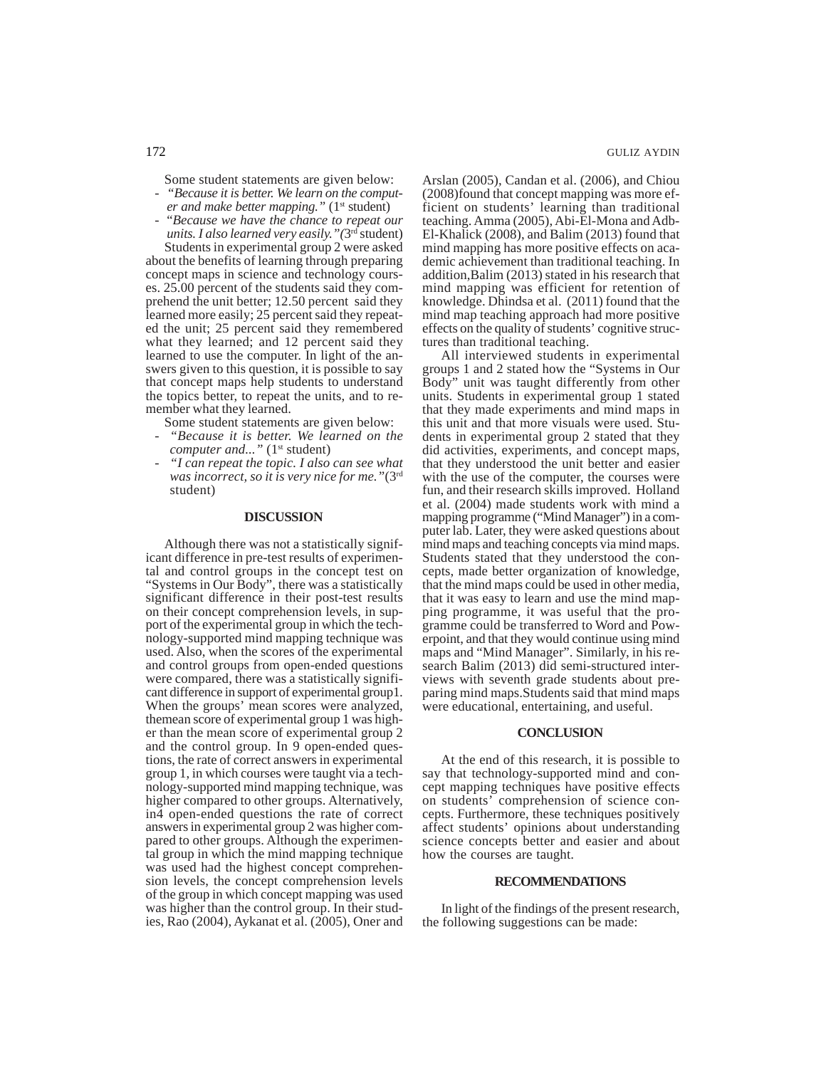Some student statements are given below:

- *"Because it is better. We learn on the computer and make better mapping."* (1st student)
- *"Because we have the chance to repeat our units. I also learned very easily."* (3rd student)

Students in experimental group 2 were asked about the benefits of learning through preparing concept maps in science and technology courses. 25.00 percent of the students said they comprehend the unit better; 12.50 percent said they learned more easily; 25 percent said they repeated the unit; 25 percent said they remembered what they learned; and 12 percent said they learned to use the computer. In light of the answers given to this question, it is possible to say that concept maps help students to understand the topics better, to repeat the units, and to remember what they learned.

Some student statements are given below:

- *"Because it is better. We learned on the computer and..."* (1st student)
- *"I can repeat the topic. I also can see what was incorrect, so it is very nice for me."* (3rd student)

## DISCUSSION

Although there was not a statistically significant difference in pre-test results of experimental and control groups in the concept test on "Systems in Our Body", there was a statistically significant difference in their post-test results on their concept comprehension levels, in support of the experimental group in which the technology-supported mind mapping technique was used. Also, when the scores of the experimental and control groups from open-ended questions were compared, there was a statistically significant difference in support of experimental group1. When the groups' mean scores were analyzed, themean score of experimental group 1 was higher than the mean score of experimental group 2 and the control group. In 9 open-ended questions, the rate of correct answers in experimental group 1, in which courses were taught via a technology-supported mind mapping technique, was higher compared to other groups. Alternatively, in4 open-ended questions the rate of correct answers in experimental group 2 was higher compared to other groups. Although the experimental group in which the mind mapping technique was used had the highest concept comprehension levels, the concept comprehension levels of the group in which concept mapping was used was higher than the control group. In their studies, Rao (2004), Aykanat et al. (2005), Oner and Arslan (2005), Candan et al. (2006), and Chiou (2008)found that concept mapping was more efficient on students' learning than traditional teaching. Amma (2005), Abi-El-Mona and Adb-El-Khalick (2008), and Balim (2013) found that mind mapping has more positive effects on academic achievement than traditional teaching. In addition,Balim (2013) stated in his research that mind mapping was efficient for retention of knowledge. Dhindsa et al. (2011) found that the mind map teaching approach had more positive effects on the quality of students' cognitive structures than traditional teaching.

All interviewed students in experimental groups 1 and 2 stated how the "Systems in Our Body" unit was taught differently from other units. Students in experimental group 1 stated that they made experiments and mind maps in this unit and that more visuals were used. Students in experimental group 2 stated that they did activities, experiments, and concept maps, that they understood the unit better and easier with the use of the computer, the courses were fun, and their research skills improved. Holland et al. (2004) made students work with mind a mapping programme ("Mind Manager") in a computer lab. Later, they were asked questions about mind maps and teaching concepts via mind maps. Students stated that they understood the concepts, made better organization of knowledge, that the mind maps could be used in other media, that it was easy to learn and use the mind mapping programme, it was useful that the programme could be transferred to Word and Powerpoint, and that they would continue using mind maps and "Mind Manager". Similarly, in his research Balim (2013) did semi-structured interviews with seventh grade students about preparing mind maps.Students said that mind maps were educational, entertaining, and useful.

## CONCLUSION

At the end of this research, it is possible to say that technology-supported mind and concept mapping techniques have positive effects on students' comprehension of science concepts. Furthermore, these techniques positively affect students' opinions about understanding science concepts better and easier and about how the courses are taught.

## RECOMMENDATIONS

In light of the findings of the present research, the following suggestions can be made: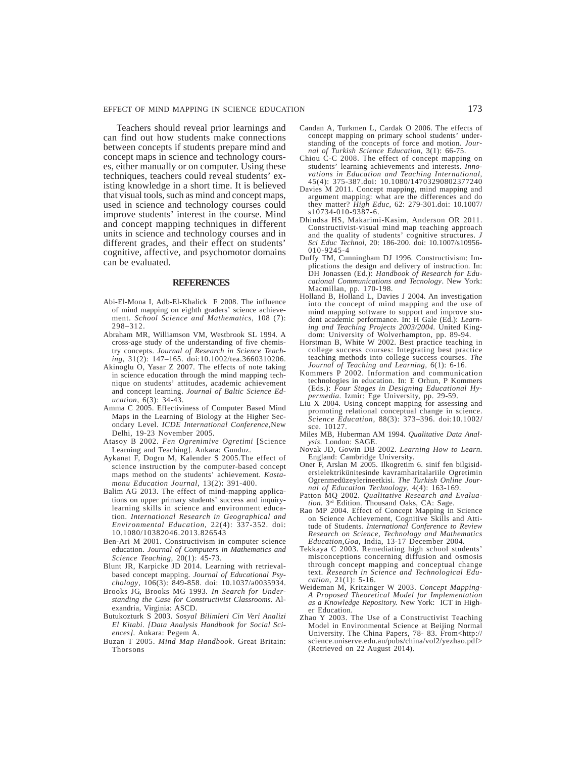Teachers should reveal prior learnings and can find out how students make connections between concepts if students prepare mind and concept maps in science and technology courses, either manually or on computer. Using these techniques, teachers could reveal students' existing knowledge in a short time. It is believed that visual tools, such as mind and concept maps, used in science and technology courses could improve students' interest in the course. Mind and concept mapping techniques in different units in science and technology courses and in different grades, and their effect on students' cognitive, affective, and psychomotor domains can be evaluated.

## REFERENCES

Abi-El-Mona I, Adb-El-Khalick F 2008. The influence of mind mapping on eighth graders' science achievement. *School Science and Mathematics*, 108 (7): 298–312.

Abraham MR, Williamson VM, Westbrook SL 1994. A cross-age study of the understanding of five chemistry concepts. *Journal of Research in Science Teaching*, 31(2): 147–165. doi:10.1002/tea.3660310206.

Akinoglu O, Yasar Z 2007. The effects of note taking in science education through the mind mapping technique on students' attitudes, academic achievement and concept learning. *Journal of Baltic Science Education*, 6(3): 34-43.

Amma C 2005. Effectiviness of Computer Based Mind Maps in the Learning of Biology at the Higher Secondary Level. *ICDE International Conference*,New Delhi, 19-23 November 2005.

Atasoy B 2002. *Fen Ogrenimive Ogretimi* [Science Learning and Teaching]. Ankara: Gunduz.

Aykanat F, Dogru M, Kalender S 2005.The effect of science instruction by the computer-based concept maps method on the students' achievement. *Kastamonu Education Journal*, 13(2): 391-400.

Balim AG 2013. The effect of mind-mapping applications on upper primary students' success and inquiry-learning skills in science and environment education. *International Research in Geographical and Environmental Education*, 22(4): 337-352. doi: 10.1080/10382046.2013.826543

Ben-Ari M 2001. Constructivism in computer science education. *Journal of Computers in Mathematics and Science Teaching*, 20(1): 45-73.

Blunt JR, Karpicke JD 2014. Learning with retrieval-based concept mapping. *Journal of Educational Psychology*, 106(3): 849-858. doi: 10.1037/a0035934.

Brooks JG, Brooks MG 1993. *In Search for Understanding the Case for Constructivist Classrooms.* Alexandria, Virginia: ASCD.

Butukozturk S 2003. *Sosyal Bilimleri Cin Veri Analizi El Kitabi. [Data Analysis Handbook for Social Sciences].* Ankara: Pegem A.

Buzan T 2005. *Mind Map Handbook*. Great Britain: Thorsons

Candan A, Turkmen L, Cardak O 2006. The effects of concept mapping on primary school students' understanding of the concepts of force and motion. *Journal of Turkish Science Education*, 3(1): 66-75.

Chiou C-C 2008. The effect of concept mapping on students' learning achievements and interests. *Innovations in Education and Teaching International*, 45(4): 375-387.doi: 10.1080/14703290802377240

Davies M 2011. Concept mapping, mind mapping and argument mapping: what are the differences and do they matter? *High Educ*, 62: 279-301.doi: 10.1007/s10734-010-9387-6.

Dhindsa HS, Makarimi-Kasim, Anderson OR 2011. Constructivist-visual mind map teaching approach and the quality of students' cognitive structures. *J Sci Educ Technol*, 20: 186-200. doi: 10.1007/s10956-010-9245-4

Duffy TM, Cunningham DJ 1996. Constructivism: Implications the design and delivery of instruction. In: DH Jonassen (Ed.): *Handbook of Research for Educational Communications and Tecnology*. New York: Macmillan, pp. 170-198.

Holland B, Holland L, Davies J 2004. An investigation into the concept of mind mapping and the use of mind mapping software to support and improve student academic performance. In: H Gale (Ed.): *Learning and Teaching Projects 2003/2004.* United Kingdom: University of Wolverhampton, pp. 89-94.

Horstman B, White W 2002. Best practice teaching in college success courses: Integrating best practice teaching methods into college success courses. *The Journal of Teaching and Learning*, 6(1): 6-16.

Kommers P 2002. Information and communication technologies in education. In: E Orhun, P Kommers (Eds.): *Four Stages in Designing Educational Hypermedia.* Izmir: Ege University, pp. 29-59.

Liu X 2004. Using concept mapping for assessing and promoting relational conceptual change in science. *Science Education*, 88(3): 373–396. doi:10.1002/sce. 10127.

Miles MB, Huberman AM 1994. *Qualitative Data Analysis.* London: SAGE.

Novak JD, Gowin DB 2002. *Learning How to Learn.* England: Cambridge University.

Oner F, Arslan M 2005. Ilkogretim 6. sinif fen bilgisidersielektrikünitesinde kavramharitalariile Ogretimin Ogrenmedüzeylerineetkisi. *The Turkish Online Journal of Education Technology*, 4(4): 163-169.

Patton MQ 2002. *Qualitative Research and Evaluation.* 3rd Edition. Thousand Oaks, CA: Sage.

Rao MP 2004. Effect of Concept Mapping in Science on Science Achievement, Cognitive Skills and Attitude of Students. *International Conference to Review Research on Science, Technology and Mathematics Education,Goa*, India, 13-17 December 2004.

Tekkaya C 2003. Remediating high school students' misconceptions concerning diffusion and osmosis through concept mapping and conceptual change text. *Research in Science and Technological Education*, 21(1): 5-16.

Weideman M, Kritzinger W 2003. *Concept Mapping-A Proposed Theoretical Model for Implementation as a Knowledge Repository.* New York: ICT in Higher Education.

Zhao Y 2003. The Use of a Constructivist Teaching Model in Environmental Science at Beijing Normal University. The China Papers, 78- 83. From<http://science.uniserve.edu.au/pubs/china/vol2/yezhao.pdf> (Retrieved on 22 August 2014).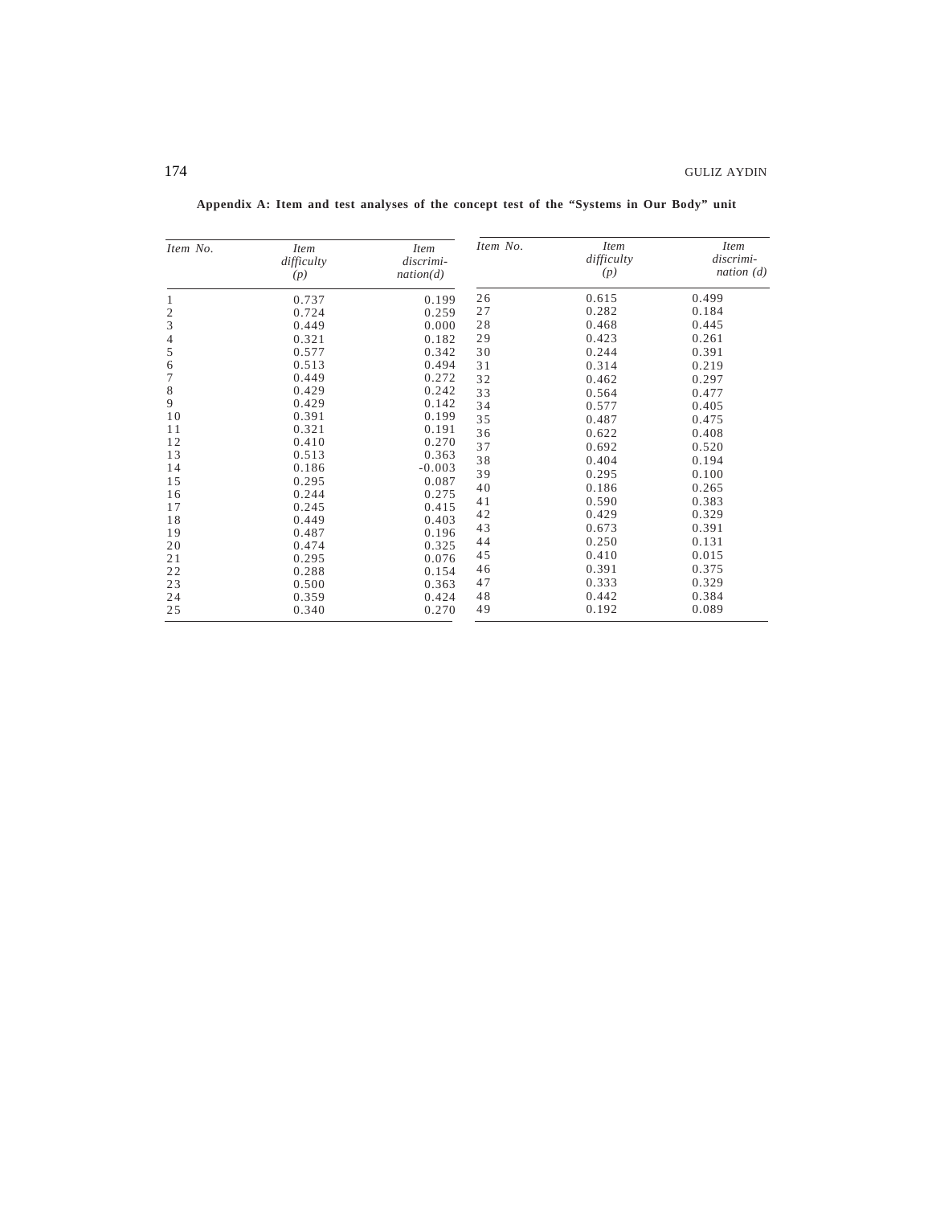**Appendix A: Item and test analyses of the concept test of the "Systems in Our Body" unit**

| *Item No.* | *Item difficulty (p)* | *Item discrimi-nation(d)* | *Item No.* | *Item difficulty (p)* | *Item discrimi-nation (d)* |
|---|---|---|---|---|---|
| 1 | 0.737 | 0.199 | 26 | 0.615 | 0.499 |
| 2 | 0.724 | 0.259 | 27 | 0.282 | 0.184 |
| 3 | 0.449 | 0.000 | 28 | 0.468 | 0.445 |
| 4 | 0.321 | 0.182 | 29 | 0.423 | 0.261 |
| 5 | 0.577 | 0.342 | 30 | 0.244 | 0.391 |
| 6 | 0.513 | 0.494 | 31 | 0.314 | 0.219 |
| 7 | 0.449 | 0.272 | 32 | 0.462 | 0.297 |
| 8 | 0.429 | 0.242 | 33 | 0.564 | 0.477 |
| 9 | 0.429 | 0.142 | 34 | 0.577 | 0.405 |
| 10 | 0.391 | 0.199 | 35 | 0.487 | 0.475 |
| 11 | 0.321 | 0.191 | 36 | 0.622 | 0.408 |
| 12 | 0.410 | 0.270 | 37 | 0.692 | 0.520 |
| 13 | 0.513 | 0.363 | 38 | 0.404 | 0.194 |
| 14 | 0.186 | -0.003 | 39 | 0.295 | 0.100 |
| 15 | 0.295 | 0.087 | 40 | 0.186 | 0.265 |
| 16 | 0.244 | 0.275 | 41 | 0.590 | 0.383 |
| 17 | 0.245 | 0.415 | 42 | 0.429 | 0.329 |
| 18 | 0.449 | 0.403 | 43 | 0.673 | 0.391 |
| 19 | 0.487 | 0.196 | 44 | 0.250 | 0.131 |
| 20 | 0.474 | 0.325 | 45 | 0.410 | 0.015 |
| 21 | 0.295 | 0.076 | 46 | 0.391 | 0.375 |
| 22 | 0.288 | 0.154 | 47 | 0.333 | 0.329 |
| 23 | 0.500 | 0.363 | 48 | 0.442 | 0.384 |
| 24 | 0.359 | 0.424 | 49 | 0.192 | 0.089 |
| 25 | 0.340 | 0.270 | | | |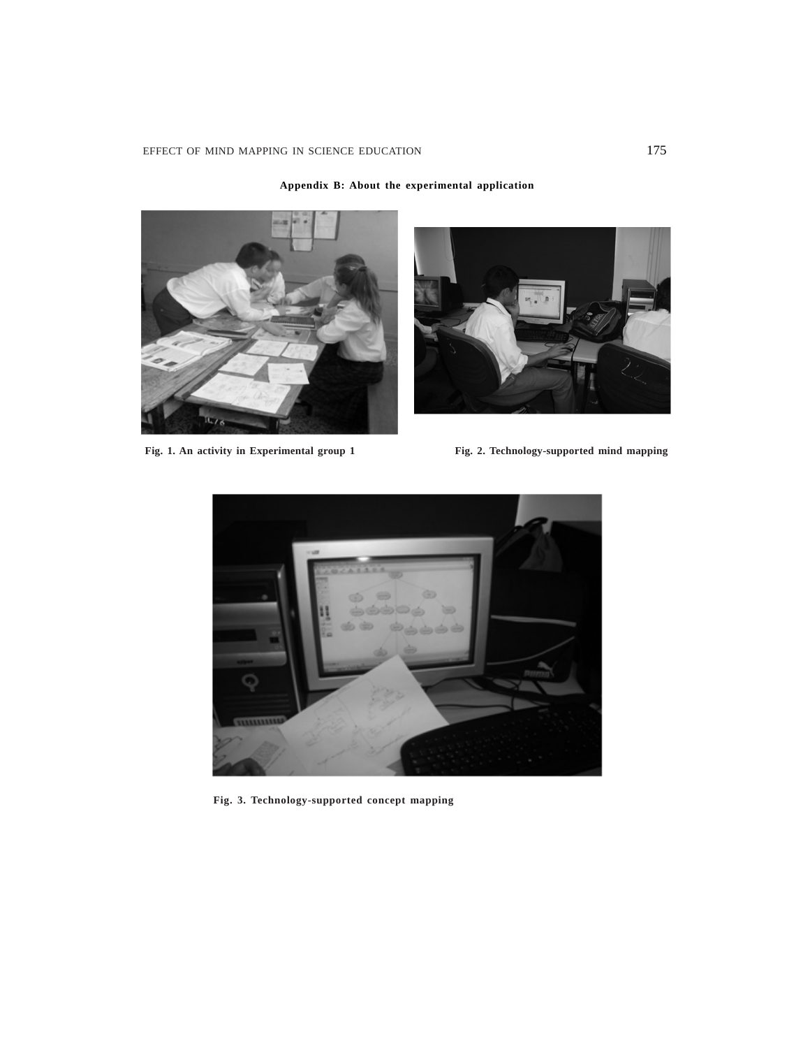**Appendix B: About the experimental application**

**Fig. 1. An activity in Experimental group 1**

**Fig. 2. Technology-supported mind mapping**

**Fig. 3. Technology-supported concept mapping**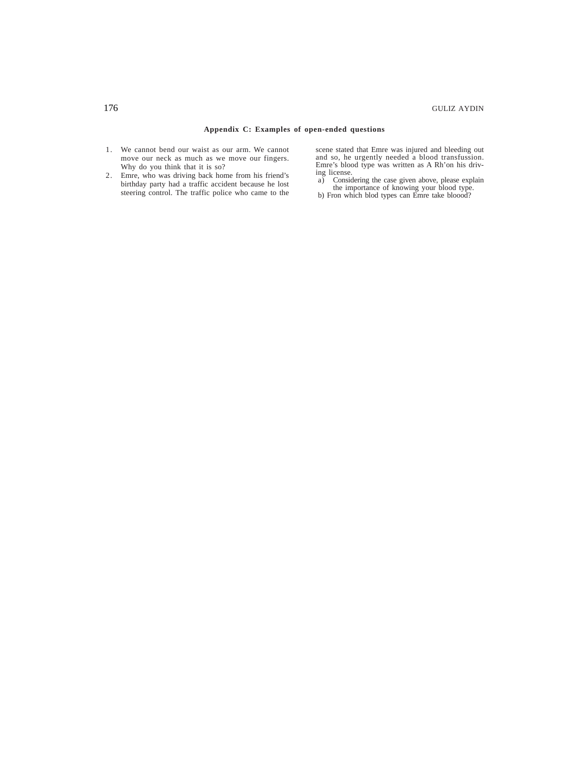**Appendix C: Examples of open-ended questions**

1. We cannot bend our waist as our arm. We cannot move our neck as much as we move our fingers. Why do you think that it is so?
2. Emre, who was driving back home from his friend's birthday party had a traffic accident because he lost steering control. The traffic police who came to the scene stated that Emre was injured and bleeding out and so, he urgently needed a blood transfussion. Emre's blood type was written as A Rh'on his driving license.
   a) Considering the case given above, please explain the importance of knowing your blood type.
   b) Fron which blod types can Emre take bloood?